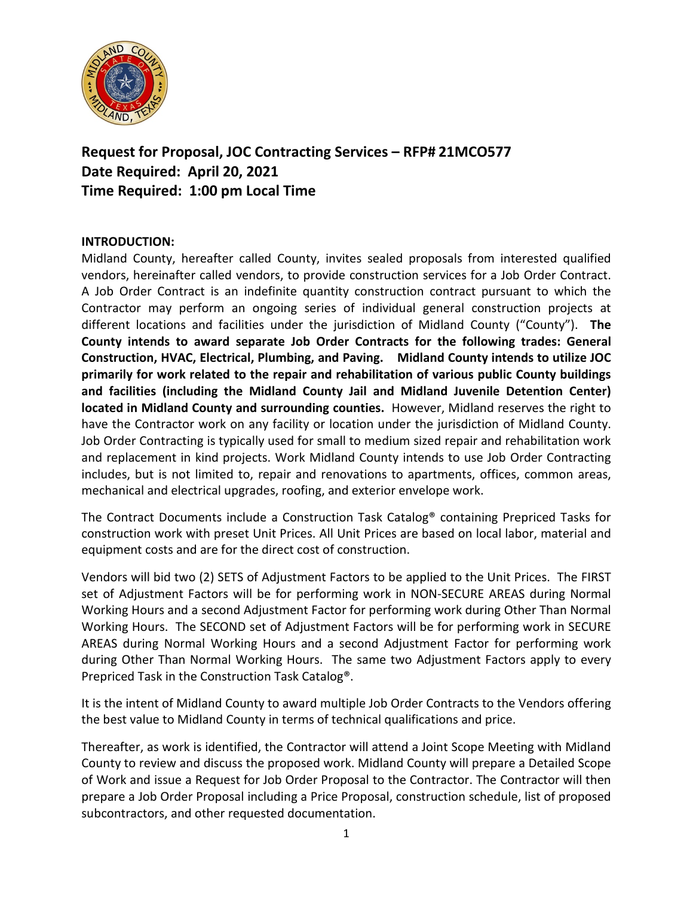# Request for Proposal, JOC Contracting Services – RFP# 21MCO577
# Date Required: April 20, 2021
# Time Required: 1:00 pm Local Time

**INTRODUCTION:**

Midland County, hereafter called County, invites sealed proposals from interested qualified vendors, hereinafter called vendors, to provide construction services for a Job Order Contract. A Job Order Contract is an indefinite quantity construction contract pursuant to which the Contractor may perform an ongoing series of individual general construction projects at different locations and facilities under the jurisdiction of Midland County ("County"). **The County intends to award separate Job Order Contracts for the following trades: General Construction, HVAC, Electrical, Plumbing, and Paving. Midland County intends to utilize JOC primarily for work related to the repair and rehabilitation of various public County buildings and facilities (including the Midland County Jail and Midland Juvenile Detention Center) located in Midland County and surrounding counties.** However, Midland reserves the right to have the Contractor work on any facility or location under the jurisdiction of Midland County. Job Order Contracting is typically used for small to medium sized repair and rehabilitation work and replacement in kind projects. Work Midland County intends to use Job Order Contracting includes, but is not limited to, repair and renovations to apartments, offices, common areas, mechanical and electrical upgrades, roofing, and exterior envelope work.

The Contract Documents include a Construction Task Catalog® containing Prepriced Tasks for construction work with preset Unit Prices. All Unit Prices are based on local labor, material and equipment costs and are for the direct cost of construction.

Vendors will bid two (2) SETS of Adjustment Factors to be applied to the Unit Prices. The FIRST set of Adjustment Factors will be for performing work in NON-SECURE AREAS during Normal Working Hours and a second Adjustment Factor for performing work during Other Than Normal Working Hours. The SECOND set of Adjustment Factors will be for performing work in SECURE AREAS during Normal Working Hours and a second Adjustment Factor for performing work during Other Than Normal Working Hours. The same two Adjustment Factors apply to every Prepriced Task in the Construction Task Catalog®.

It is the intent of Midland County to award multiple Job Order Contracts to the Vendors offering the best value to Midland County in terms of technical qualifications and price.

Thereafter, as work is identified, the Contractor will attend a Joint Scope Meeting with Midland County to review and discuss the proposed work. Midland County will prepare a Detailed Scope of Work and issue a Request for Job Order Proposal to the Contractor. The Contractor will then prepare a Job Order Proposal including a Price Proposal, construction schedule, list of proposed subcontractors, and other requested documentation.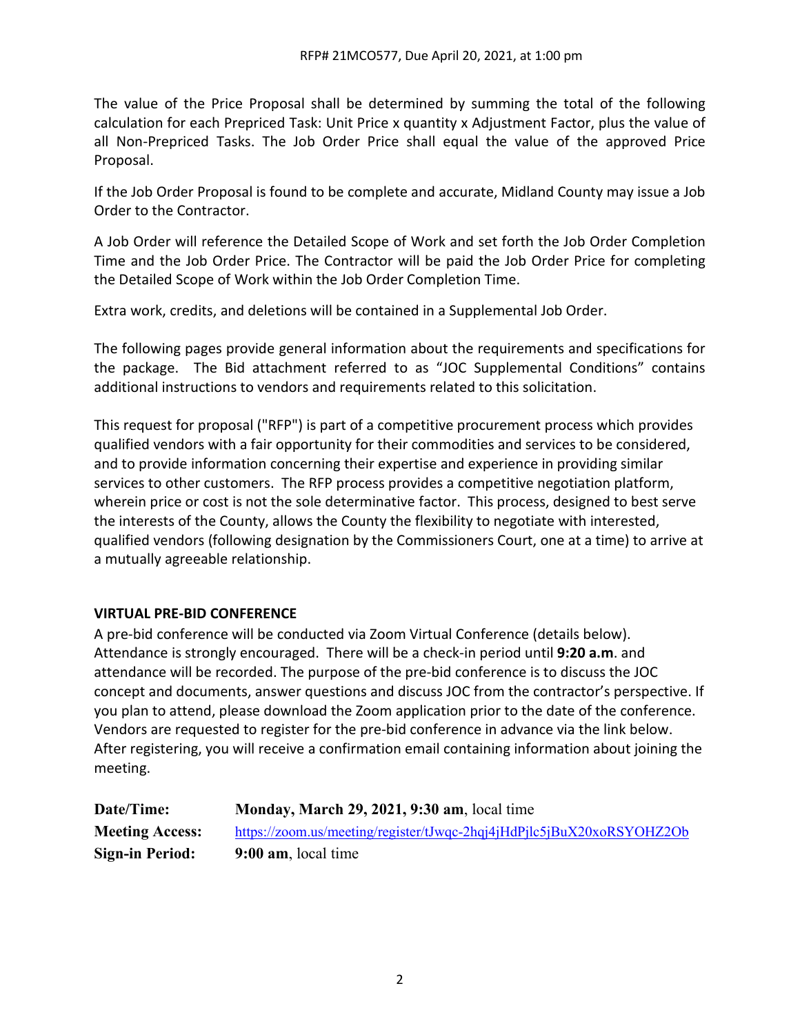The value of the Price Proposal shall be determined by summing the total of the following calculation for each Prepriced Task: Unit Price x quantity x Adjustment Factor, plus the value of all Non-Prepriced Tasks. The Job Order Price shall equal the value of the approved Price Proposal.

If the Job Order Proposal is found to be complete and accurate, Midland County may issue a Job Order to the Contractor.

A Job Order will reference the Detailed Scope of Work and set forth the Job Order Completion Time and the Job Order Price. The Contractor will be paid the Job Order Price for completing the Detailed Scope of Work within the Job Order Completion Time.

Extra work, credits, and deletions will be contained in a Supplemental Job Order.

The following pages provide general information about the requirements and specifications for the package. The Bid attachment referred to as "JOC Supplemental Conditions" contains additional instructions to vendors and requirements related to this solicitation.

This request for proposal ("RFP") is part of a competitive procurement process which provides qualified vendors with a fair opportunity for their commodities and services to be considered, and to provide information concerning their expertise and experience in providing similar services to other customers. The RFP process provides a competitive negotiation platform, wherein price or cost is not the sole determinative factor. This process, designed to best serve the interests of the County, allows the County the flexibility to negotiate with interested, qualified vendors (following designation by the Commissioners Court, one at a time) to arrive at a mutually agreeable relationship.

## VIRTUAL PRE-BID CONFERENCE

A pre-bid conference will be conducted via Zoom Virtual Conference (details below). Attendance is strongly encouraged. There will be a check-in period until **9:20 a.m**. and attendance will be recorded. The purpose of the pre-bid conference is to discuss the JOC concept and documents, answer questions and discuss JOC from the contractor's perspective. If you plan to attend, please download the Zoom application prior to the date of the conference. Vendors are requested to register for the pre-bid conference in advance via the link below. After registering, you will receive a confirmation email containing information about joining the meeting.

**Date/Time:** **Monday, March 29, 2021, 9:30 am**, local time

**Meeting Access:** https://zoom.us/meeting/register/tJwqc-2hqj4jHdPjlc5jBuX20xoRSYOHZ2Ob

**Sign-in Period:** **9:00 am**, local time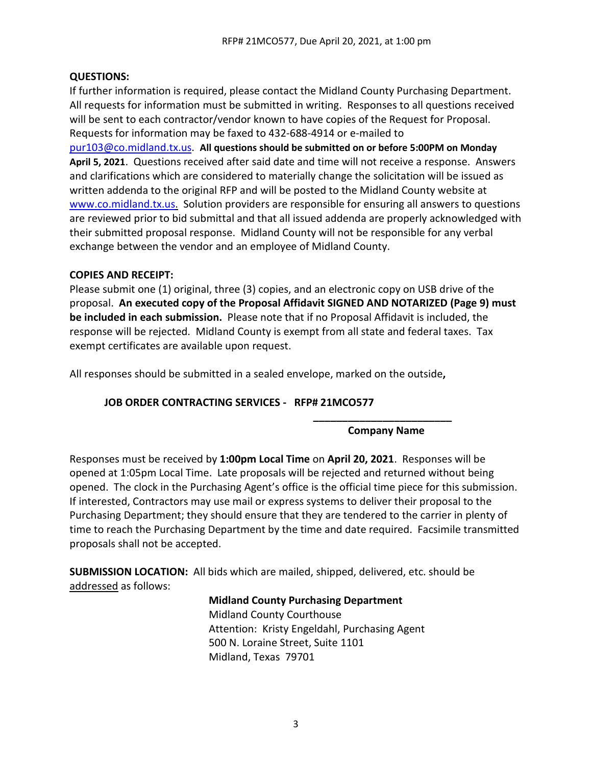**QUESTIONS:**

If further information is required, please contact the Midland County Purchasing Department. All requests for information must be submitted in writing. Responses to all questions received will be sent to each contractor/vendor known to have copies of the Request for Proposal. Requests for information may be faxed to 432-688-4914 or e-mailed to pur103@co.midland.tx.us. **All questions should be submitted on or before 5:00PM on Monday April 5, 2021**. Questions received after said date and time will not receive a response. Answers and clarifications which are considered to materially change the solicitation will be issued as written addenda to the original RFP and will be posted to the Midland County website at www.co.midland.tx.us. Solution providers are responsible for ensuring all answers to questions are reviewed prior to bid submittal and that all issued addenda are properly acknowledged with their submitted proposal response. Midland County will not be responsible for any verbal exchange between the vendor and an employee of Midland County.

**COPIES AND RECEIPT:**

Please submit one (1) original, three (3) copies, and an electronic copy on USB drive of the proposal. **An executed copy of the Proposal Affidavit SIGNED AND NOTARIZED (Page 9) must be included in each submission.** Please note that if no Proposal Affidavit is included, the response will be rejected. Midland County is exempt from all state and federal taxes. Tax exempt certificates are available upon request.

All responses should be submitted in a sealed envelope, marked on the outside**,**

**JOB ORDER CONTRACTING SERVICES - RFP# 21MCO577**

**________________________**
**Company Name**

Responses must be received by **1:00pm Local Time** on **April 20, 2021**. Responses will be opened at 1:05pm Local Time. Late proposals will be rejected and returned without being opened. The clock in the Purchasing Agent's office is the official time piece for this submission. If interested, Contractors may use mail or express systems to deliver their proposal to the Purchasing Department; they should ensure that they are tendered to the carrier in plenty of time to reach the Purchasing Department by the time and date required. Facsimile transmitted proposals shall not be accepted.

**SUBMISSION LOCATION:** All bids which are mailed, shipped, delivered, etc. should be addressed as follows:

**Midland County Purchasing Department**
Midland County Courthouse
Attention: Kristy Engeldahl, Purchasing Agent
500 N. Loraine Street, Suite 1101
Midland, Texas 79701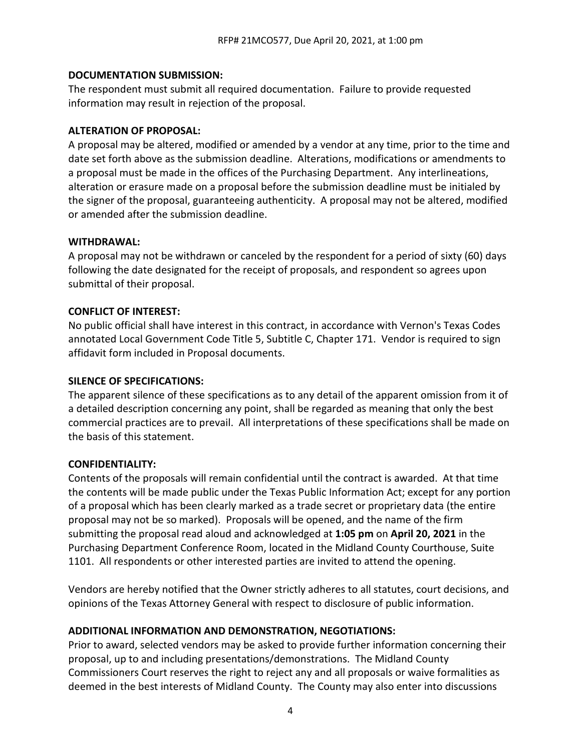**DOCUMENTATION SUBMISSION:**
The respondent must submit all required documentation. Failure to provide requested information may result in rejection of the proposal.

**ALTERATION OF PROPOSAL:**
A proposal may be altered, modified or amended by a vendor at any time, prior to the time and date set forth above as the submission deadline. Alterations, modifications or amendments to a proposal must be made in the offices of the Purchasing Department. Any interlineations, alteration or erasure made on a proposal before the submission deadline must be initialed by the signer of the proposal, guaranteeing authenticity. A proposal may not be altered, modified or amended after the submission deadline.

**WITHDRAWAL:**
A proposal may not be withdrawn or canceled by the respondent for a period of sixty (60) days following the date designated for the receipt of proposals, and respondent so agrees upon submittal of their proposal.

**CONFLICT OF INTEREST:**
No public official shall have interest in this contract, in accordance with Vernon's Texas Codes annotated Local Government Code Title 5, Subtitle C, Chapter 171. Vendor is required to sign affidavit form included in Proposal documents.

**SILENCE OF SPECIFICATIONS:**
The apparent silence of these specifications as to any detail of the apparent omission from it of a detailed description concerning any point, shall be regarded as meaning that only the best commercial practices are to prevail. All interpretations of these specifications shall be made on the basis of this statement.

**CONFIDENTIALITY:**
Contents of the proposals will remain confidential until the contract is awarded. At that time the contents will be made public under the Texas Public Information Act; except for any portion of a proposal which has been clearly marked as a trade secret or proprietary data (the entire proposal may not be so marked). Proposals will be opened, and the name of the firm submitting the proposal read aloud and acknowledged at **1:05 pm** on **April 20, 2021** in the Purchasing Department Conference Room, located in the Midland County Courthouse, Suite 1101. All respondents or other interested parties are invited to attend the opening.

Vendors are hereby notified that the Owner strictly adheres to all statutes, court decisions, and opinions of the Texas Attorney General with respect to disclosure of public information.

**ADDITIONAL INFORMATION AND DEMONSTRATION, NEGOTIATIONS:**
Prior to award, selected vendors may be asked to provide further information concerning their proposal, up to and including presentations/demonstrations. The Midland County Commissioners Court reserves the right to reject any and all proposals or waive formalities as deemed in the best interests of Midland County. The County may also enter into discussions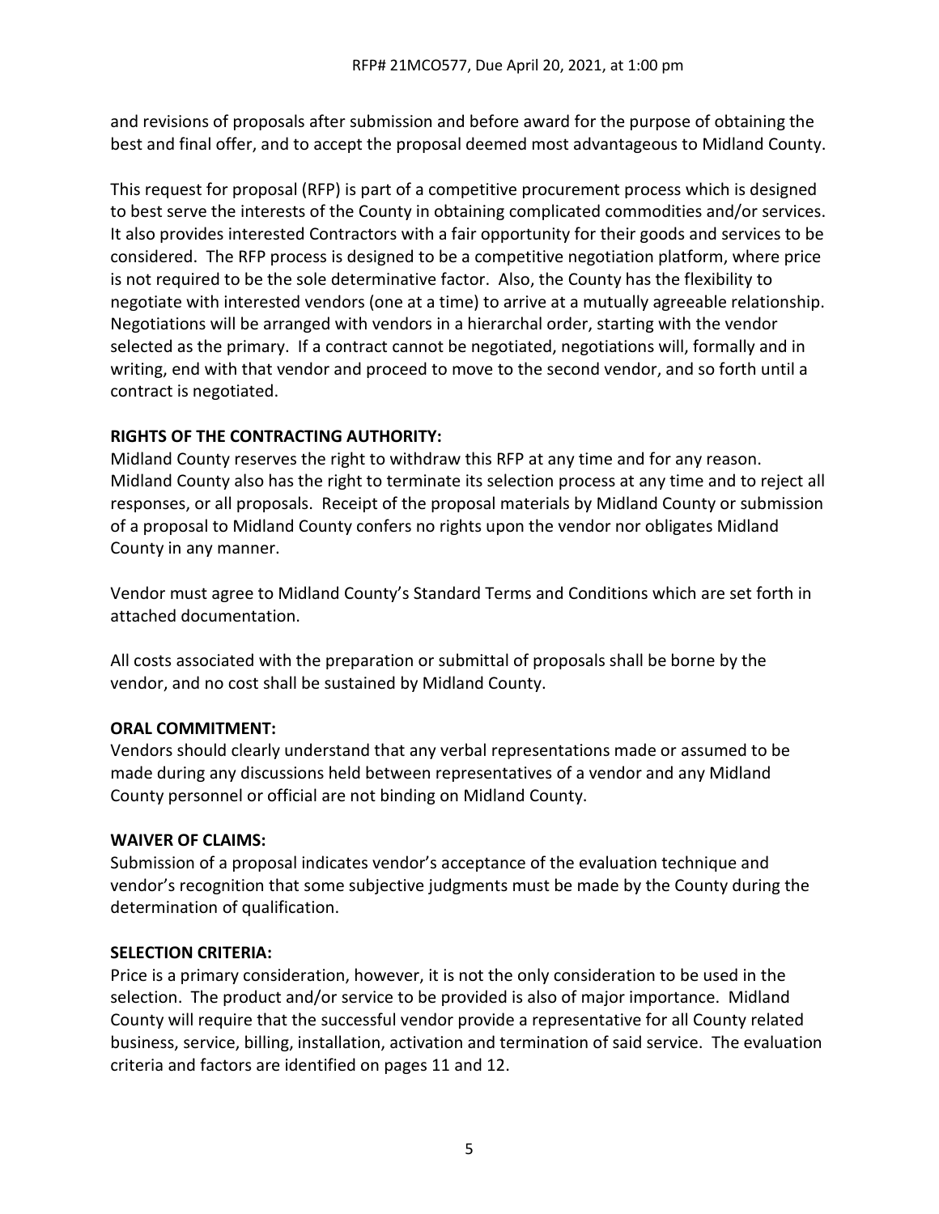and revisions of proposals after submission and before award for the purpose of obtaining the best and final offer, and to accept the proposal deemed most advantageous to Midland County.

This request for proposal (RFP) is part of a competitive procurement process which is designed to best serve the interests of the County in obtaining complicated commodities and/or services. It also provides interested Contractors with a fair opportunity for their goods and services to be considered. The RFP process is designed to be a competitive negotiation platform, where price is not required to be the sole determinative factor. Also, the County has the flexibility to negotiate with interested vendors (one at a time) to arrive at a mutually agreeable relationship. Negotiations will be arranged with vendors in a hierarchal order, starting with the vendor selected as the primary. If a contract cannot be negotiated, negotiations will, formally and in writing, end with that vendor and proceed to move to the second vendor, and so forth until a contract is negotiated.

**RIGHTS OF THE CONTRACTING AUTHORITY:**
Midland County reserves the right to withdraw this RFP at any time and for any reason. Midland County also has the right to terminate its selection process at any time and to reject all responses, or all proposals. Receipt of the proposal materials by Midland County or submission of a proposal to Midland County confers no rights upon the vendor nor obligates Midland County in any manner.

Vendor must agree to Midland County's Standard Terms and Conditions which are set forth in attached documentation.

All costs associated with the preparation or submittal of proposals shall be borne by the vendor, and no cost shall be sustained by Midland County.

**ORAL COMMITMENT:**
Vendors should clearly understand that any verbal representations made or assumed to be made during any discussions held between representatives of a vendor and any Midland County personnel or official are not binding on Midland County.

**WAIVER OF CLAIMS:**
Submission of a proposal indicates vendor's acceptance of the evaluation technique and vendor's recognition that some subjective judgments must be made by the County during the determination of qualification.

**SELECTION CRITERIA:**
Price is a primary consideration, however, it is not the only consideration to be used in the selection. The product and/or service to be provided is also of major importance. Midland County will require that the successful vendor provide a representative for all County related business, service, billing, installation, activation and termination of said service. The evaluation criteria and factors are identified on pages 11 and 12.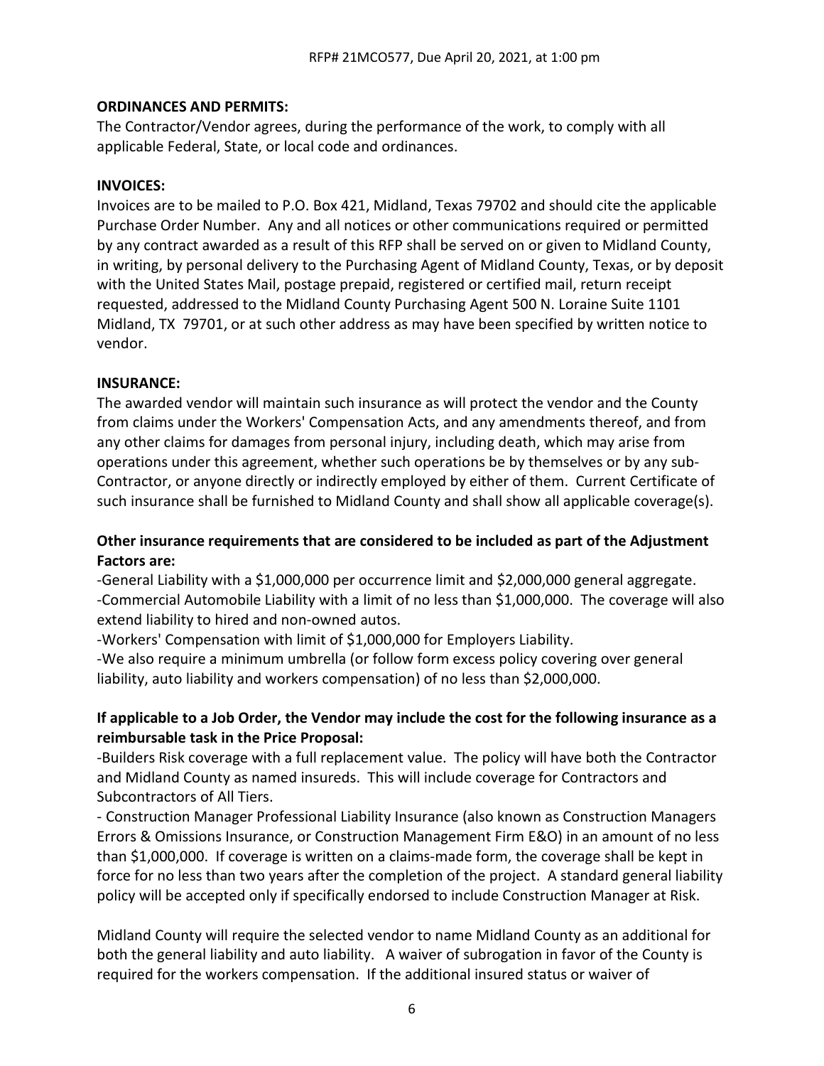**ORDINANCES AND PERMITS:**

The Contractor/Vendor agrees, during the performance of the work, to comply with all applicable Federal, State, or local code and ordinances.

**INVOICES:**

Invoices are to be mailed to P.O. Box 421, Midland, Texas 79702 and should cite the applicable Purchase Order Number. Any and all notices or other communications required or permitted by any contract awarded as a result of this RFP shall be served on or given to Midland County, in writing, by personal delivery to the Purchasing Agent of Midland County, Texas, or by deposit with the United States Mail, postage prepaid, registered or certified mail, return receipt requested, addressed to the Midland County Purchasing Agent 500 N. Loraine Suite 1101 Midland, TX 79701, or at such other address as may have been specified by written notice to vendor.

**INSURANCE:**

The awarded vendor will maintain such insurance as will protect the vendor and the County from claims under the Workers' Compensation Acts, and any amendments thereof, and from any other claims for damages from personal injury, including death, which may arise from operations under this agreement, whether such operations be by themselves or by any sub-Contractor, or anyone directly or indirectly employed by either of them. Current Certificate of such insurance shall be furnished to Midland County and shall show all applicable coverage(s).

**Other insurance requirements that are considered to be included as part of the Adjustment Factors are:**

-General Liability with a $1,000,000 per occurrence limit and $2,000,000 general aggregate.
-Commercial Automobile Liability with a limit of no less than $1,000,000. The coverage will also extend liability to hired and non-owned autos.
-Workers' Compensation with limit of $1,000,000 for Employers Liability.
-We also require a minimum umbrella (or follow form excess policy covering over general liability, auto liability and workers compensation) of no less than $2,000,000.

**If applicable to a Job Order, the Vendor may include the cost for the following insurance as a reimbursable task in the Price Proposal:**

-Builders Risk coverage with a full replacement value. The policy will have both the Contractor and Midland County as named insureds. This will include coverage for Contractors and Subcontractors of All Tiers.
- Construction Manager Professional Liability Insurance (also known as Construction Managers Errors & Omissions Insurance, or Construction Management Firm E&O) in an amount of no less than $1,000,000. If coverage is written on a claims-made form, the coverage shall be kept in force for no less than two years after the completion of the project. A standard general liability policy will be accepted only if specifically endorsed to include Construction Manager at Risk.

Midland County will require the selected vendor to name Midland County as an additional for both the general liability and auto liability. A waiver of subrogation in favor of the County is required for the workers compensation. If the additional insured status or waiver of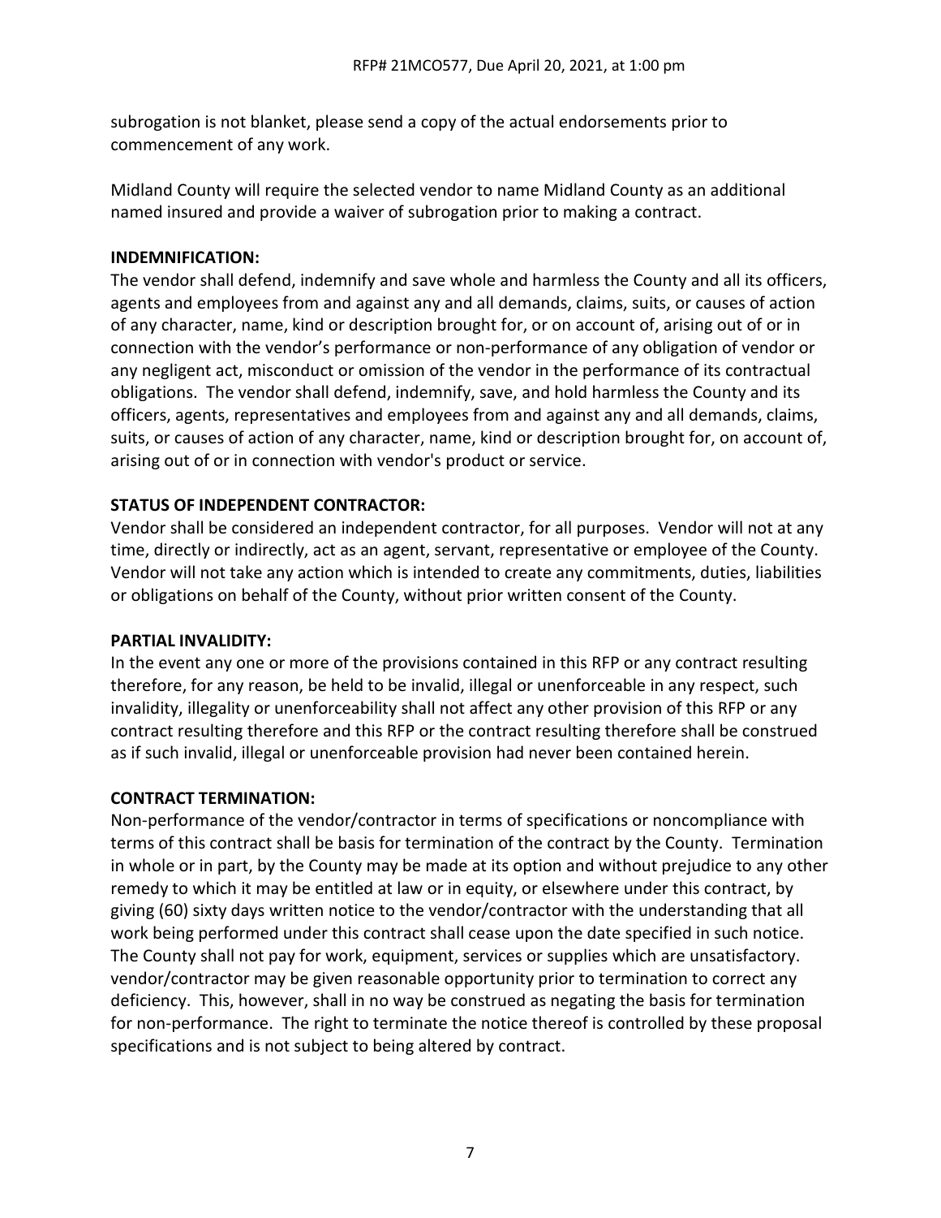subrogation is not blanket, please send a copy of the actual endorsements prior to commencement of any work.

Midland County will require the selected vendor to name Midland County as an additional named insured and provide a waiver of subrogation prior to making a contract.

**INDEMNIFICATION:**
The vendor shall defend, indemnify and save whole and harmless the County and all its officers, agents and employees from and against any and all demands, claims, suits, or causes of action of any character, name, kind or description brought for, or on account of, arising out of or in connection with the vendor's performance or non-performance of any obligation of vendor or any negligent act, misconduct or omission of the vendor in the performance of its contractual obligations. The vendor shall defend, indemnify, save, and hold harmless the County and its officers, agents, representatives and employees from and against any and all demands, claims, suits, or causes of action of any character, name, kind or description brought for, on account of, arising out of or in connection with vendor's product or service.

**STATUS OF INDEPENDENT CONTRACTOR:**
Vendor shall be considered an independent contractor, for all purposes. Vendor will not at any time, directly or indirectly, act as an agent, servant, representative or employee of the County. Vendor will not take any action which is intended to create any commitments, duties, liabilities or obligations on behalf of the County, without prior written consent of the County.

**PARTIAL INVALIDITY:**
In the event any one or more of the provisions contained in this RFP or any contract resulting therefore, for any reason, be held to be invalid, illegal or unenforceable in any respect, such invalidity, illegality or unenforceability shall not affect any other provision of this RFP or any contract resulting therefore and this RFP or the contract resulting therefore shall be construed as if such invalid, illegal or unenforceable provision had never been contained herein.

**CONTRACT TERMINATION:**
Non-performance of the vendor/contractor in terms of specifications or noncompliance with terms of this contract shall be basis for termination of the contract by the County. Termination in whole or in part, by the County may be made at its option and without prejudice to any other remedy to which it may be entitled at law or in equity, or elsewhere under this contract, by giving (60) sixty days written notice to the vendor/contractor with the understanding that all work being performed under this contract shall cease upon the date specified in such notice. The County shall not pay for work, equipment, services or supplies which are unsatisfactory. vendor/contractor may be given reasonable opportunity prior to termination to correct any deficiency. This, however, shall in no way be construed as negating the basis for termination for non-performance. The right to terminate the notice thereof is controlled by these proposal specifications and is not subject to being altered by contract.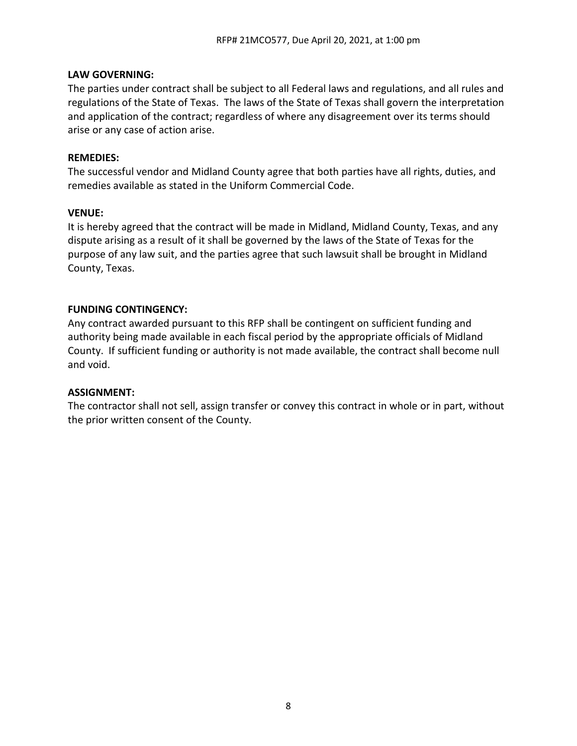**LAW GOVERNING:**
The parties under contract shall be subject to all Federal laws and regulations, and all rules and regulations of the State of Texas. The laws of the State of Texas shall govern the interpretation and application of the contract; regardless of where any disagreement over its terms should arise or any case of action arise.

**REMEDIES:**
The successful vendor and Midland County agree that both parties have all rights, duties, and remedies available as stated in the Uniform Commercial Code.

**VENUE:**
It is hereby agreed that the contract will be made in Midland, Midland County, Texas, and any dispute arising as a result of it shall be governed by the laws of the State of Texas for the purpose of any law suit, and the parties agree that such lawsuit shall be brought in Midland County, Texas.

**FUNDING CONTINGENCY:**
Any contract awarded pursuant to this RFP shall be contingent on sufficient funding and authority being made available in each fiscal period by the appropriate officials of Midland County. If sufficient funding or authority is not made available, the contract shall become null and void.

**ASSIGNMENT:**
The contractor shall not sell, assign transfer or convey this contract in whole or in part, without the prior written consent of the County.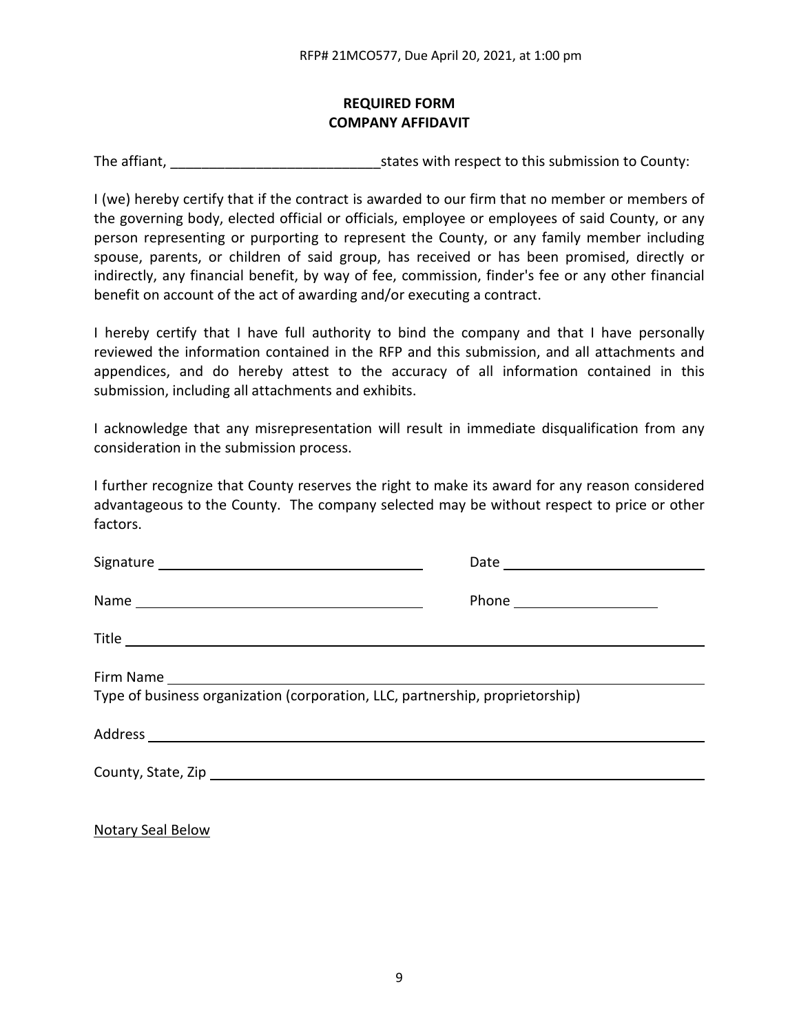## REQUIRED FORM
## COMPANY AFFIDAVIT

The affiant, ___________________________states with respect to this submission to County:

I (we) hereby certify that if the contract is awarded to our firm that no member or members of the governing body, elected official or officials, employee or employees of said County, or any person representing or purporting to represent the County, or any family member including spouse, parents, or children of said group, has received or has been promised, directly or indirectly, any financial benefit, by way of fee, commission, finder's fee or any other financial benefit on account of the act of awarding and/or executing a contract.

I hereby certify that I have full authority to bind the company and that I have personally reviewed the information contained in the RFP and this submission, and all attachments and appendices, and do hereby attest to the accuracy of all information contained in this submission, including all attachments and exhibits.

I acknowledge that any misrepresentation will result in immediate disqualification from any consideration in the submission process.

I further recognize that County reserves the right to make its award for any reason considered advantageous to the County. The company selected may be without respect to price or other factors.

Signature ___________________________ Date ___________________________

Name ___________________________ Phone ___________________

Title ___________________________________________________________

Firm Name ___________________________________________________________
Type of business organization (corporation, LLC, partnership, proprietorship)

Address ___________________________________________________________

County, State, Zip ___________________________________________________________

Notary Seal Below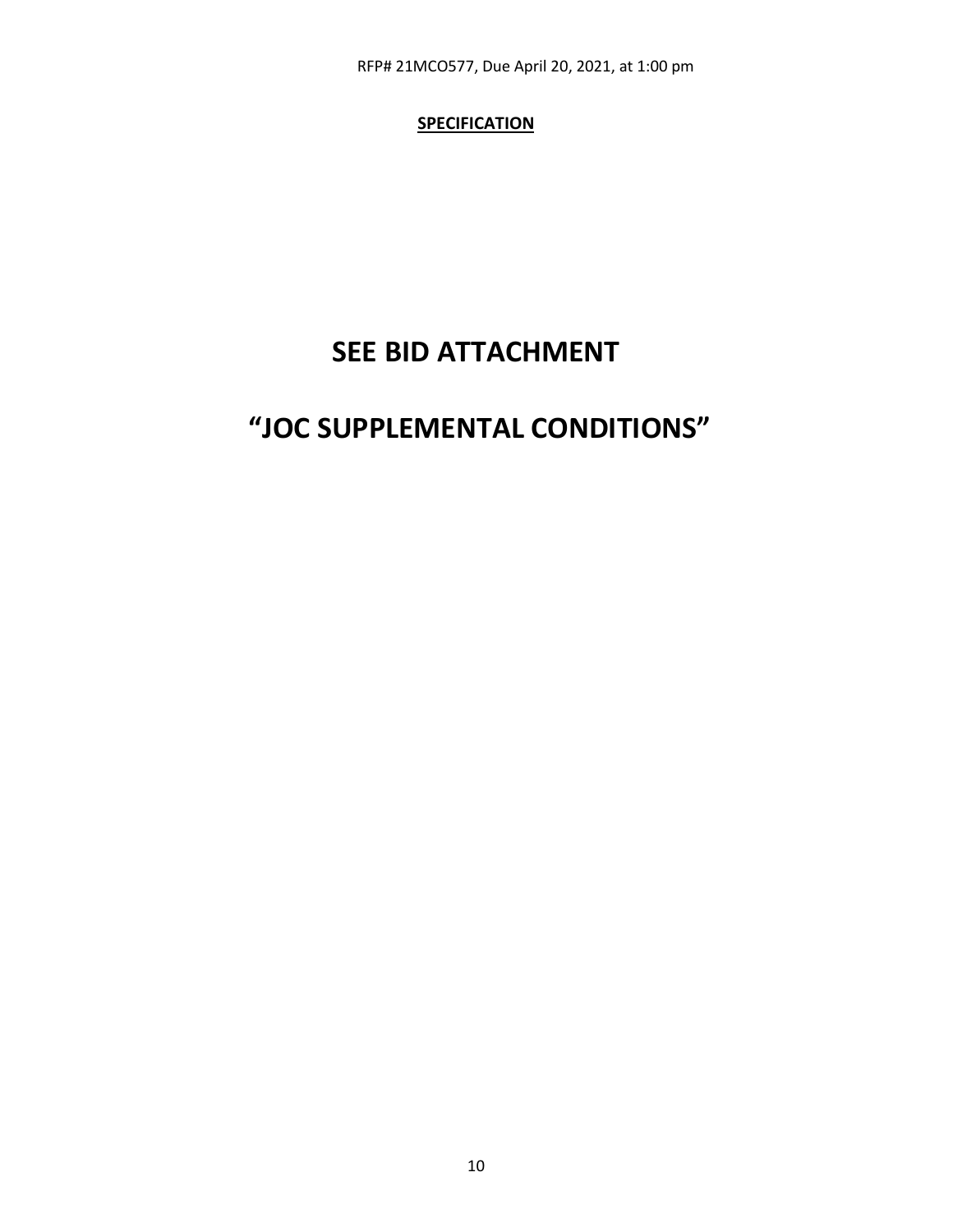**SPECIFICATION**

# SEE BID ATTACHMENT

# "JOC SUPPLEMENTAL CONDITIONS"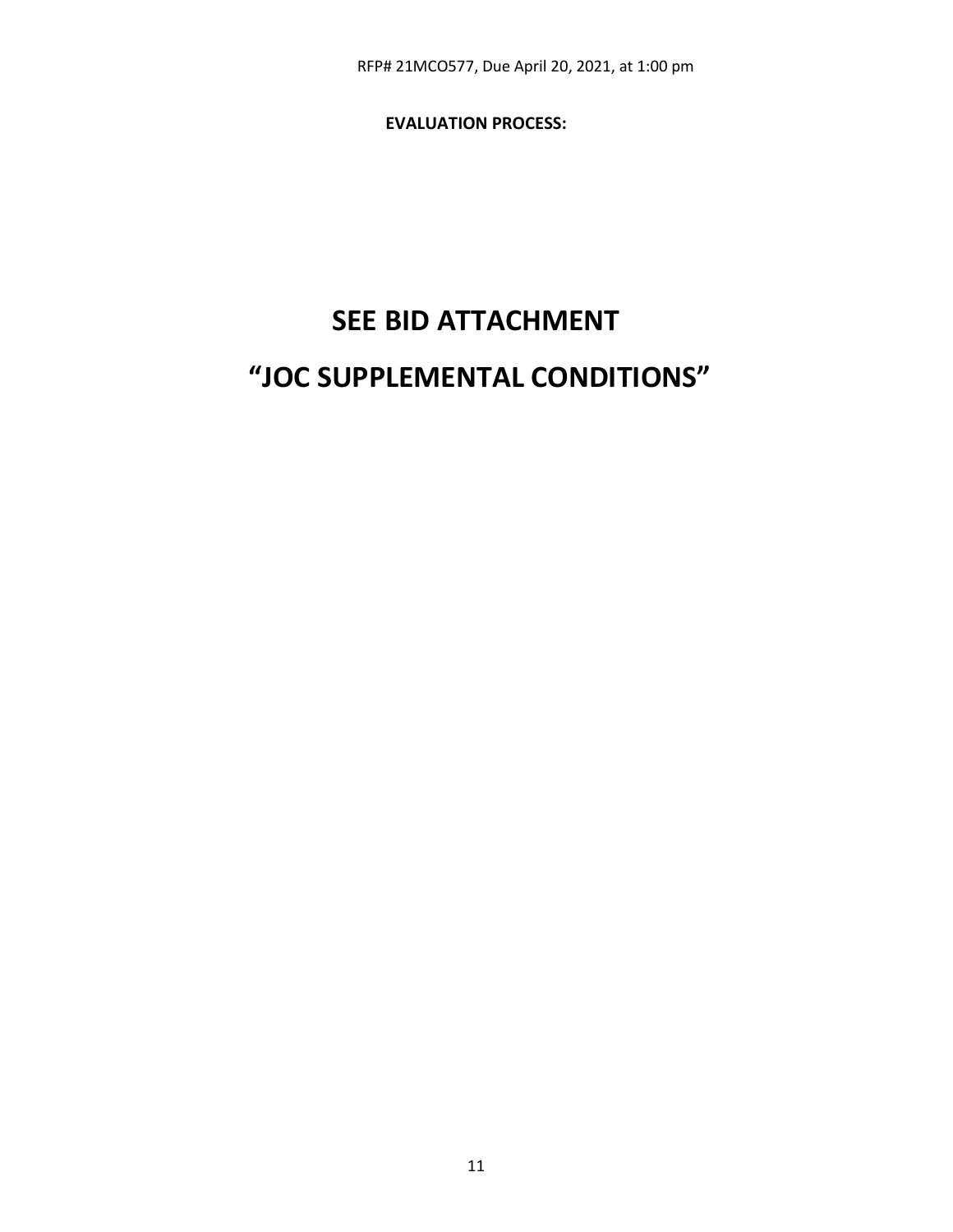**EVALUATION PROCESS:**

# SEE BID ATTACHMENT

# "JOC SUPPLEMENTAL CONDITIONS"